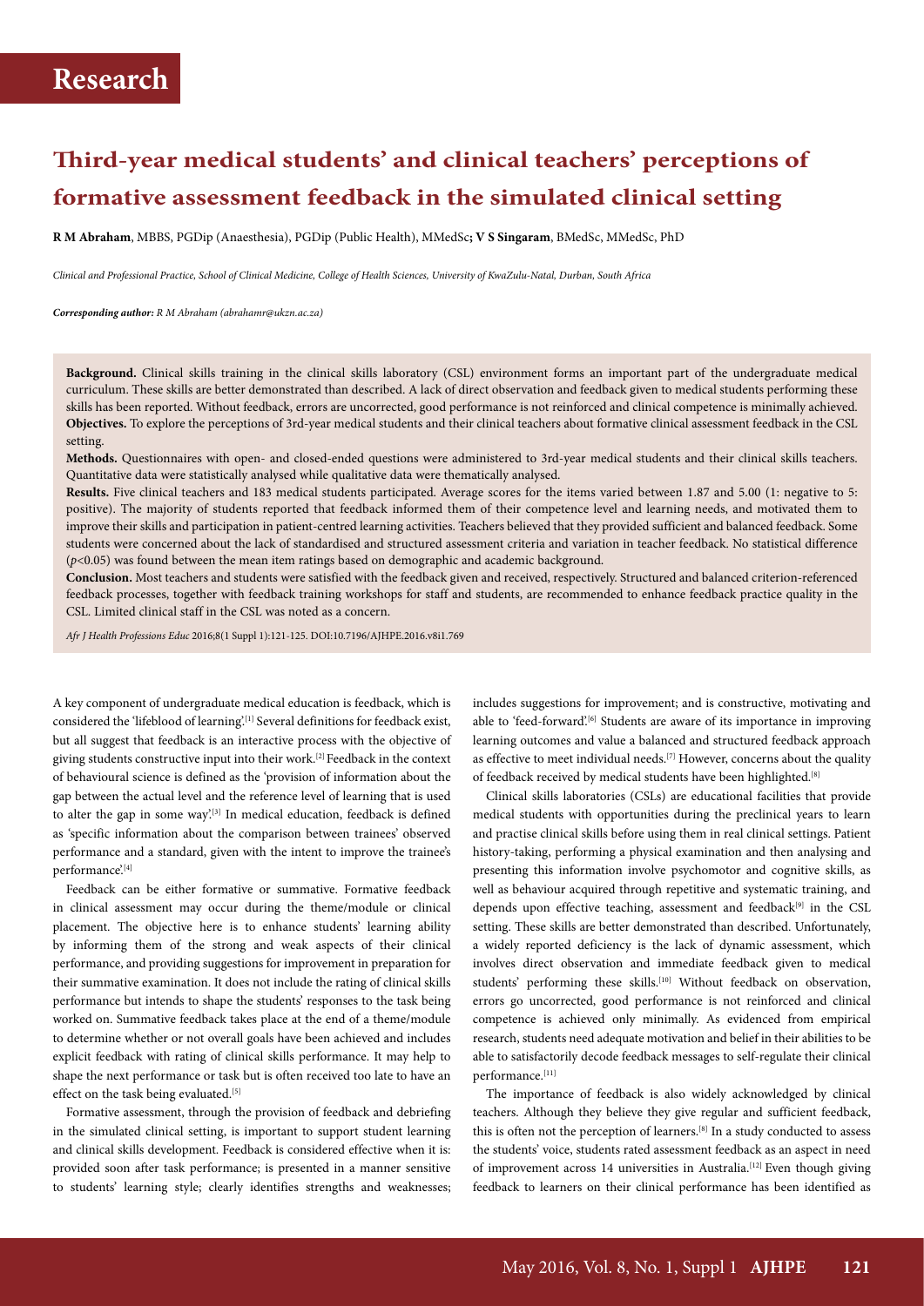# Research

## Third-year medical students' and clinical teachers' perceptions of formative assessment feedback in the simulated clinical setting

**R M Abraham**, MBBS, PGDip (Anaesthesia), PGDip (Public Health), MMedSc**; V S Singaram**, BMedSc, MMedSc, PhD

*Clinical and Professional Practice, School of Clinical Medicine, College of Health Sciences, University of KwaZulu-Natal, Durban, South Africa*

***Corresponding author:*** *R M Abraham (abrahamr@ukzn.ac.za)*

**Background.** Clinical skills training in the clinical skills laboratory (CSL) environment forms an important part of the undergraduate medical curriculum. These skills are better demonstrated than described. A lack of direct observation and feedback given to medical students performing these skills has been reported. Without feedback, errors are uncorrected, good performance is not reinforced and clinical competence is minimally achieved.

**Objectives.** To explore the perceptions of 3rd-year medical students and their clinical teachers about formative clinical assessment feedback in the CSL setting.

**Methods.** Questionnaires with open- and closed-ended questions were administered to 3rd-year medical students and their clinical skills teachers. Quantitative data were statistically analysed while qualitative data were thematically analysed.

**Results.** Five clinical teachers and 183 medical students participated. Average scores for the items varied between 1.87 and 5.00 (1: negative to 5: positive). The majority of students reported that feedback informed them of their competence level and learning needs, and motivated them to improve their skills and participation in patient-centred learning activities. Teachers believed that they provided sufficient and balanced feedback. Some students were concerned about the lack of standardised and structured assessment criteria and variation in teacher feedback. No statistical difference ($p<0.05$) was found between the mean item ratings based on demographic and academic background.

**Conclusion.** Most teachers and students were satisfied with the feedback given and received, respectively. Structured and balanced criterion-referenced feedback processes, together with feedback training workshops for staff and students, are recommended to enhance feedback practice quality in the CSL. Limited clinical staff in the CSL was noted as a concern.

*Afr J Health Professions Educ* 2016;8(1 Suppl 1):121-125. DOI:10.7196/AJHPE.2016.v8i1.769

A key component of undergraduate medical education is feedback, which is considered the 'lifeblood of learning'.[1] Several definitions for feedback exist, but all suggest that feedback is an interactive process with the objective of giving students constructive input into their work.[2] Feedback in the context of behavioural science is defined as the 'provision of information about the gap between the actual level and the reference level of learning that is used to alter the gap in some way'.[3] In medical education, feedback is defined as 'specific information about the comparison between trainees' observed performance and a standard, given with the intent to improve the trainee's performance'.[4]

Feedback can be either formative or summative. Formative feedback in clinical assessment may occur during the theme/module or clinical placement. The objective here is to enhance students' learning ability by informing them of the strong and weak aspects of their clinical performance, and providing suggestions for improvement in preparation for their summative examination. It does not include the rating of clinical skills performance but intends to shape the students' responses to the task being worked on. Summative feedback takes place at the end of a theme/module to determine whether or not overall goals have been achieved and includes explicit feedback with rating of clinical skills performance. It may help to shape the next performance or task but is often received too late to have an effect on the task being evaluated.[5]

Formative assessment, through the provision of feedback and debriefing in the simulated clinical setting, is important to support student learning and clinical skills development. Feedback is considered effective when it is: provided soon after task performance; is presented in a manner sensitive to students' learning style; clearly identifies strengths and weaknesses; includes suggestions for improvement; and is constructive, motivating and able to 'feed-forward'.[6] Students are aware of its importance in improving learning outcomes and value a balanced and structured feedback approach as effective to meet individual needs.[7] However, concerns about the quality of feedback received by medical students have been highlighted.[8]

Clinical skills laboratories (CSLs) are educational facilities that provide medical students with opportunities during the preclinical years to learn and practise clinical skills before using them in real clinical settings. Patient history-taking, performing a physical examination and then analysing and presenting this information involve psychomotor and cognitive skills, as well as behaviour acquired through repetitive and systematic training, and depends upon effective teaching, assessment and feedback[9] in the CSL setting. These skills are better demonstrated than described. Unfortunately, a widely reported deficiency is the lack of dynamic assessment, which involves direct observation and immediate feedback given to medical students' performing these skills.[10] Without feedback on observation, errors go uncorrected, good performance is not reinforced and clinical competence is achieved only minimally. As evidenced from empirical research, students need adequate motivation and belief in their abilities to be able to satisfactorily decode feedback messages to self-regulate their clinical performance.[11]

The importance of feedback is also widely acknowledged by clinical teachers. Although they believe they give regular and sufficient feedback, this is often not the perception of learners.[8] In a study conducted to assess the students' voice, students rated assessment feedback as an aspect in need of improvement across 14 universities in Australia.[12] Even though giving feedback to learners on their clinical performance has been identified as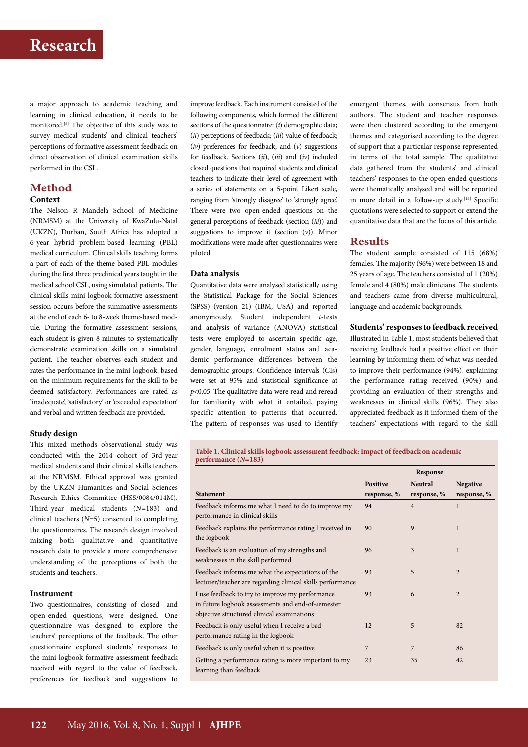a major approach to academic teaching and learning in clinical education, it needs to be monitored.[8] The objective of this study was to survey medical students' and clinical teachers' perceptions of formative assessment feedback on direct observation of clinical examination skills performed in the CSL.

## Method

### Context

The Nelson R Mandela School of Medicine (NRMSM) at the University of KwaZulu-Natal (UKZN), Durban, South Africa has adopted a 6-year hybrid problem-based learning (PBL) medical curriculum. Clinical skills teaching forms a part of each of the theme-based PBL modules during the first three preclinical years taught in the medical school CSL, using simulated patients. The clinical skills mini-logbook formative assessment session occurs before the summative assessments at the end of each 6- to 8-week theme-based module. During the formative assessment sessions, each student is given 8 minutes to systematically demonstrate examination skills on a simulated patient. The teacher observes each student and rates the performance in the mini-logbook, based on the minimum requirements for the skill to be deemed satisfactory. Performances are rated as 'inadequate', 'satisfactory' or 'exceeded expectation' and verbal and written feedback are provided.

### Study design

This mixed methods observational study was conducted with the 2014 cohort of 3rd-year medical students and their clinical skills teachers at the NRMSM. Ethical approval was granted by the UKZN Humanities and Social Sciences Research Ethics Committee (HSS/0084/014M). Third-year medical students (*N*=183) and clinical teachers (*N*=5) consented to completing the questionnaires. The research design involved mixing both qualitative and quantitative research data to provide a more comprehensive understanding of the perceptions of both the students and teachers.

### Instrument

Two questionnaires, consisting of closed- and open-ended questions, were designed. One questionnaire was designed to explore the teachers' perceptions of the feedback. The other questionnaire explored students' responses to the mini-logbook formative assessment feedback received with regard to the value of feedback, preferences for feedback and suggestions to improve feedback. Each instrument consisted of the following components, which formed the different sections of the questionnaire: (*i*) demographic data; (*ii*) perceptions of feedback; (*iii*) value of feedback; (*iv*) preferences for feedback; and (*v*) suggestions for feedback. Sections (*ii*), (*iii*) and (*iv*) included closed questions that required students and clinical teachers to indicate their level of agreement with a series of statements on a 5-point Likert scale, ranging from 'strongly disagree' to 'strongly agree'. There were two open-ended questions on the general perceptions of feedback (section (*iii*)) and suggestions to improve it (section (*v*)). Minor modifications were made after questionnaires were piloted.

### Data analysis

Quantitative data were analysed statistically using the Statistical Package for the Social Sciences (SPSS) (version 21) (IBM, USA) and reported anonymously. Student independent *t*-tests and analysis of variance (ANOVA) statistical tests were employed to ascertain specific age, gender, language, enrolment status and academic performance differences between the demographic groups. Confidence intervals (CIs) were set at 95% and statistical significance at $p<0.05$. The qualitative data were read and reread for familiarity with what it entailed, paying specific attention to patterns that occurred. The pattern of responses was used to identify emergent themes, with consensus from both authors. The student and teacher responses were then clustered according to the emergent themes and categorised according to the degree of support that a particular response represented in terms of the total sample. The qualitative data gathered from the students' and clinical teachers' responses to the open-ended questions were thematically analysed and will be reported in more detail in a follow-up study.[13] Specific quotations were selected to support or extend the quantitative data that are the focus of this article.

## Results

The student sample consisted of 115 (68%) females. The majority (96%) were between 18 and 25 years of age. The teachers consisted of 1 (20%) female and 4 (80%) male clinicians. The students and teachers came from diverse multicultural, language and academic backgrounds.

### Students' responses to feedback received

Illustrated in Table 1, most students believed that receiving feedback had a positive effect on their learning by informing them of what was needed to improve their performance (94%), explaining the performance rating received (90%) and providing an evaluation of their strengths and weaknesses in clinical skills (96%). They also appreciated feedback as it informed them of the teachers' expectations with regard to the skill

**Table 1. Clinical skills logbook assessment feedback: impact of feedback on academic performance (*N*=183)**

| | Response | | |
|---|---|---|---|
| **Statement** | **Positive response, %** | **Neutral response, %** | **Negative response, %** |
| Feedback informs me what I need to do to improve my performance in clinical skills | 94 | 4 | 1 |
| Feedback explains the performance rating I received in the logbook | 90 | 9 | 1 |
| Feedback is an evaluation of my strengths and weaknesses in the skill performed | 96 | 3 | 1 |
| Feedback informs me what the expectations of the lecturer/teacher are regarding clinical skills performance | 93 | 5 | 2 |
| I use feedback to try to improve my performance in future logbook assessments and end-of-semester objective structured clinical examinations | 93 | 6 | 2 |
| Feedback is only useful when I receive a bad performance rating in the logbook | 12 | 5 | 82 |
| Feedback is only useful when it is positive | 7 | 7 | 86 |
| Getting a performance rating is more important to my learning than feedback | 23 | 35 | 42 |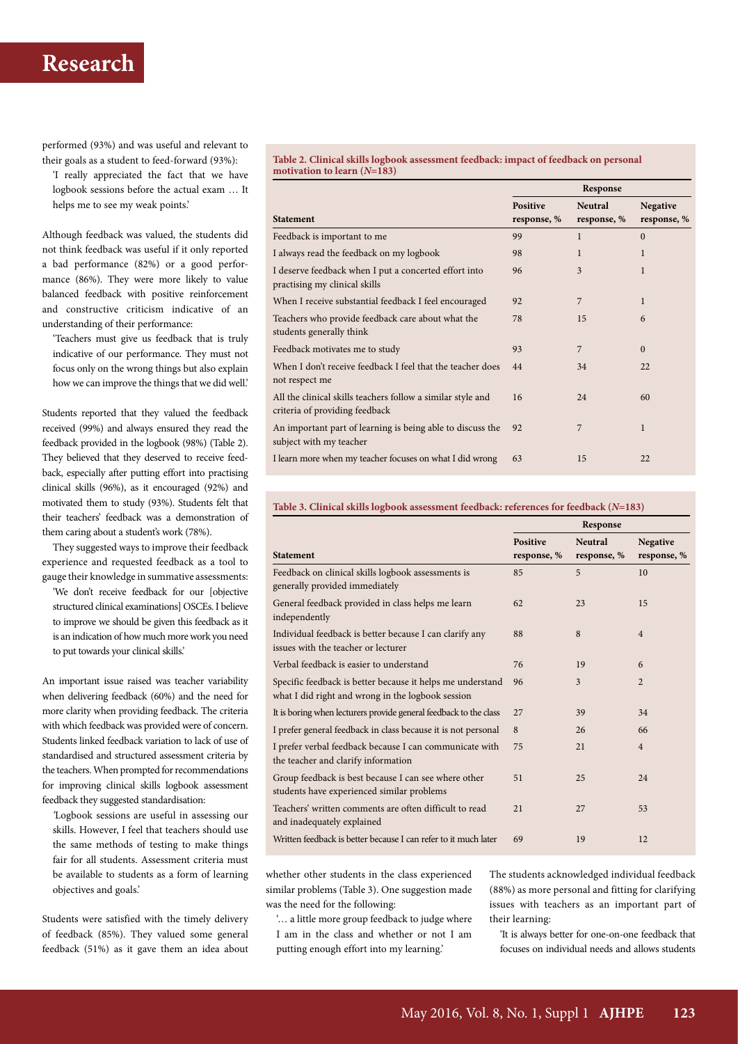performed (93%) and was useful and relevant to their goals as a student to feed-forward (93%):

'I really appreciated the fact that we have logbook sessions before the actual exam … It helps me to see my weak points.'

Although feedback was valued, the students did not think feedback was useful if it only reported a bad performance (82%) or a good performance (86%). They were more likely to value balanced feedback with positive reinforcement and constructive criticism indicative of an understanding of their performance:

'Teachers must give us feedback that is truly indicative of our performance. They must not focus only on the wrong things but also explain how we can improve the things that we did well.'

Students reported that they valued the feedback received (99%) and always ensured they read the feedback provided in the logbook (98%) (Table 2). They believed that they deserved to receive feedback, especially after putting effort into practising clinical skills (96%), as it encouraged (92%) and motivated them to study (93%). Students felt that their teachers' feedback was a demonstration of them caring about a student's work (78%).

They suggested ways to improve their feedback experience and requested feedback as a tool to gauge their knowledge in summative assessments:

'We don't receive feedback for our [objective structured clinical examinations] OSCEs. I believe to improve we should be given this feedback as it is an indication of how much more work you need to put towards your clinical skills.'

An important issue raised was teacher variability when delivering feedback (60%) and the need for more clarity when providing feedback. The criteria with which feedback was provided were of concern. Students linked feedback variation to lack of use of standardised and structured assessment criteria by the teachers. When prompted for recommendations for improving clinical skills logbook assessment feedback they suggested standardisation:

'Logbook sessions are useful in assessing our skills. However, I feel that teachers should use the same methods of testing to make things fair for all students. Assessment criteria must be available to students as a form of learning objectives and goals.'

Students were satisfied with the timely delivery of feedback (85%). They valued some general feedback (51%) as it gave them an idea about whether other students in the class experienced similar problems (Table 3). One suggestion made was the need for the following:

'… a little more group feedback to judge where I am in the class and whether or not I am putting enough effort into my learning.'

The students acknowledged individual feedback (88%) as more personal and fitting for clarifying issues with teachers as an important part of their learning:

'It is always better for one-on-one feedback that focuses on individual needs and allows students

**Table 2. Clinical skills logbook assessment feedback: impact of feedback on personal motivation to learn (*N*=183)**

| | Response | | |
|---|---|---|---|
| **Statement** | **Positive response, %** | **Neutral response, %** | **Negative response, %** |
| Feedback is important to me | 99 | 1 | 0 |
| I always read the feedback on my logbook | 98 | 1 | 1 |
| I deserve feedback when I put a concerted effort into practising my clinical skills | 96 | 3 | 1 |
| When I receive substantial feedback I feel encouraged | 92 | 7 | 1 |
| Teachers who provide feedback care about what the students generally think | 78 | 15 | 6 |
| Feedback motivates me to study | 93 | 7 | 0 |
| When I don't receive feedback I feel that the teacher does not respect me | 44 | 34 | 22 |
| All the clinical skills teachers follow a similar style and criteria of providing feedback | 16 | 24 | 60 |
| An important part of learning is being able to discuss the subject with my teacher | 92 | 7 | 1 |
| I learn more when my teacher focuses on what I did wrong | 63 | 15 | 22 |

**Table 3. Clinical skills logbook assessment feedback: references for feedback (*N*=183)**

| | Response | | |
|---|---|---|---|
| **Statement** | **Positive response, %** | **Neutral response, %** | **Negative response, %** |
| Feedback on clinical skills logbook assessments is generally provided immediately | 85 | 5 | 10 |
| General feedback provided in class helps me learn independently | 62 | 23 | 15 |
| Individual feedback is better because I can clarify any issues with the teacher or lecturer | 88 | 8 | 4 |
| Verbal feedback is easier to understand | 76 | 19 | 6 |
| Specific feedback is better because it helps me understand what I did right and wrong in the logbook session | 96 | 3 | 2 |
| It is boring when lecturers provide general feedback to the class | 27 | 39 | 34 |
| I prefer general feedback in class because it is not personal | 8 | 26 | 66 |
| I prefer verbal feedback because I can communicate with the teacher and clarify information | 75 | 21 | 4 |
| Group feedback is best because I can see where other students have experienced similar problems | 51 | 25 | 24 |
| Teachers' written comments are often difficult to read and inadequately explained | 21 | 27 | 53 |
| Written feedback is better because I can refer to it much later | 69 | 19 | 12 |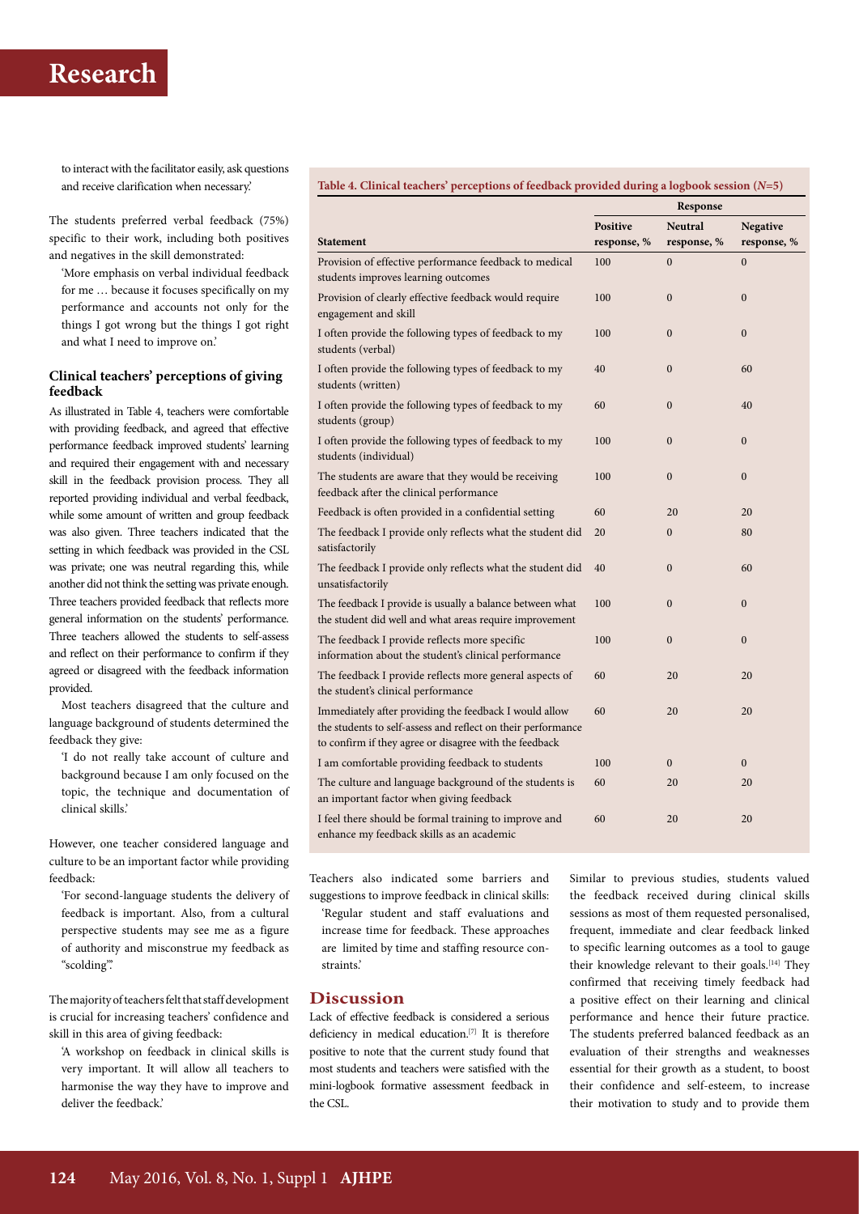to interact with the facilitator easily, ask questions and receive clarification when necessary.'

The students preferred verbal feedback (75%) specific to their work, including both positives and negatives in the skill demonstrated:

'More emphasis on verbal individual feedback for me … because it focuses specifically on my performance and accounts not only for the things I got wrong but the things I got right and what I need to improve on.'

### Clinical teachers' perceptions of giving feedback

As illustrated in Table 4, teachers were comfortable with providing feedback, and agreed that effective performance feedback improved students' learning and required their engagement with and necessary skill in the feedback provision process. They all reported providing individual and verbal feedback, while some amount of written and group feedback was also given. Three teachers indicated that the setting in which feedback was provided in the CSL was private; one was neutral regarding this, while another did not think the setting was private enough. Three teachers provided feedback that reflects more general information on the students' performance. Three teachers allowed the students to self-assess and reflect on their performance to confirm if they agreed or disagreed with the feedback information provided.

Most teachers disagreed that the culture and language background of students determined the feedback they give:

'I do not really take account of culture and background because I am only focused on the topic, the technique and documentation of clinical skills.'

However, one teacher considered language and culture to be an important factor while providing feedback:

'For second-language students the delivery of feedback is important. Also, from a cultural perspective students may see me as a figure of authority and misconstrue my feedback as "scolding".'

The majority of teachers felt that staff development is crucial for increasing teachers' confidence and skill in this area of giving feedback:

'A workshop on feedback in clinical skills is very important. It will allow all teachers to harmonise the way they have to improve and deliver the feedback.'

**Table 4. Clinical teachers' perceptions of feedback provided during a logbook session (*N*=5)**

| Statement | Response | | |
|---|---|---|---|
| | Positive response, % | Neutral response, % | Negative response, % |
| Provision of effective performance feedback to medical students improves learning outcomes | 100 | 0 | 0 |
| Provision of clearly effective feedback would require engagement and skill | 100 | 0 | 0 |
| I often provide the following types of feedback to my students (verbal) | 100 | 0 | 0 |
| I often provide the following types of feedback to my students (written) | 40 | 0 | 60 |
| I often provide the following types of feedback to my students (group) | 60 | 0 | 40 |
| I often provide the following types of feedback to my students (individual) | 100 | 0 | 0 |
| The students are aware that they would be receiving feedback after the clinical performance | 100 | 0 | 0 |
| Feedback is often provided in a confidential setting | 60 | 20 | 20 |
| The feedback I provide only reflects what the student did satisfactorily | 20 | 0 | 80 |
| The feedback I provide only reflects what the student did unsatisfactorily | 40 | 0 | 60 |
| The feedback I provide is usually a balance between what the student did well and what areas require improvement | 100 | 0 | 0 |
| The feedback I provide reflects more specific information about the student's clinical performance | 100 | 0 | 0 |
| The feedback I provide reflects more general aspects of the student's clinical performance | 60 | 20 | 20 |
| Immediately after providing the feedback I would allow the students to self-assess and reflect on their performance to confirm if they agree or disagree with the feedback | 60 | 20 | 20 |
| I am comfortable providing feedback to students | 100 | 0 | 0 |
| The culture and language background of the students is an important factor when giving feedback | 60 | 20 | 20 |
| I feel there should be formal training to improve and enhance my feedback skills as an academic | 60 | 20 | 20 |

Teachers also indicated some barriers and suggestions to improve feedback in clinical skills:

'Regular student and staff evaluations and increase time for feedback. These approaches are limited by time and staffing resource constraints.'

## Discussion

Lack of effective feedback is considered a serious deficiency in medical education.[7] It is therefore positive to note that the current study found that most students and teachers were satisfied with the mini-logbook formative assessment feedback in the CSL.

Similar to previous studies, students valued the feedback received during clinical skills sessions as most of them requested personalised, frequent, immediate and clear feedback linked to specific learning outcomes as a tool to gauge their knowledge relevant to their goals.[14] They confirmed that receiving timely feedback had a positive effect on their learning and clinical performance and hence their future practice. The students preferred balanced feedback as an evaluation of their strengths and weaknesses essential for their growth as a student, to boost their confidence and self-esteem, to increase their motivation to study and to provide them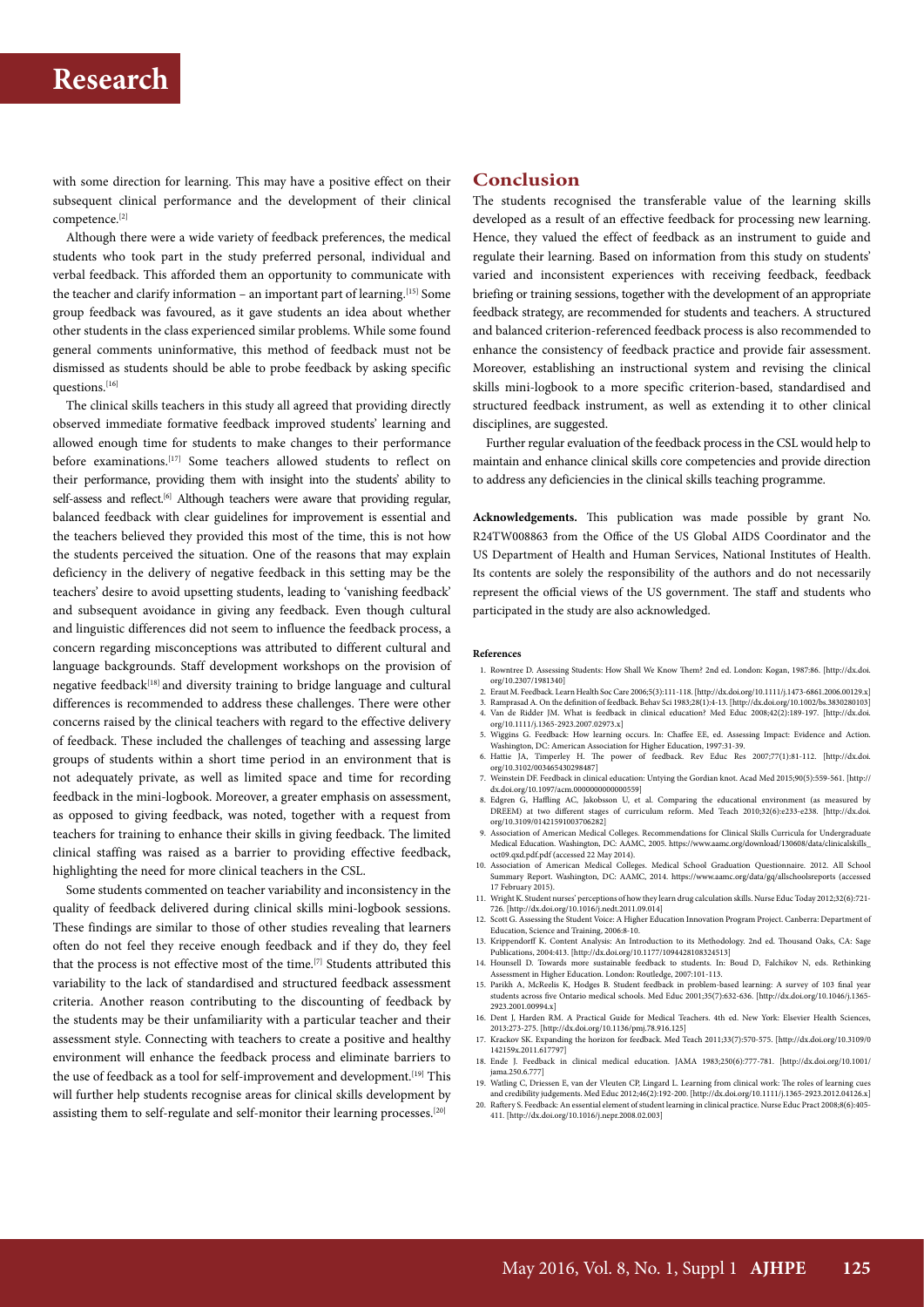with some direction for learning. This may have a positive effect on their subsequent clinical performance and the development of their clinical competence.[2]

Although there were a wide variety of feedback preferences, the medical students who took part in the study preferred personal, individual and verbal feedback. This afforded them an opportunity to communicate with the teacher and clarify information – an important part of learning.[15] Some group feedback was favoured, as it gave students an idea about whether other students in the class experienced similar problems. While some found general comments uninformative, this method of feedback must not be dismissed as students should be able to probe feedback by asking specific questions.[16]

The clinical skills teachers in this study all agreed that providing directly observed immediate formative feedback improved students' learning and allowed enough time for students to make changes to their performance before examinations.[17] Some teachers allowed students to reflect on their performance, providing them with insight into the students' ability to self-assess and reflect.[6] Although teachers were aware that providing regular, balanced feedback with clear guidelines for improvement is essential and the teachers believed they provided this most of the time, this is not how the students perceived the situation. One of the reasons that may explain deficiency in the delivery of negative feedback in this setting may be the teachers' desire to avoid upsetting students, leading to 'vanishing feedback' and subsequent avoidance in giving any feedback. Even though cultural and linguistic differences did not seem to influence the feedback process, a concern regarding misconceptions was attributed to different cultural and language backgrounds. Staff development workshops on the provision of negative feedback[18] and diversity training to bridge language and cultural differences is recommended to address these challenges. There were other concerns raised by the clinical teachers with regard to the effective delivery of feedback. These included the challenges of teaching and assessing large groups of students within a short time period in an environment that is not adequately private, as well as limited space and time for recording feedback in the mini-logbook. Moreover, a greater emphasis on assessment, as opposed to giving feedback, was noted, together with a request from teachers for training to enhance their skills in giving feedback. The limited clinical staffing was raised as a barrier to providing effective feedback, highlighting the need for more clinical teachers in the CSL.

Some students commented on teacher variability and inconsistency in the quality of feedback delivered during clinical skills mini-logbook sessions. These findings are similar to those of other studies revealing that learners often do not feel they receive enough feedback and if they do, they feel that the process is not effective most of the time.[7] Students attributed this variability to the lack of standardised and structured feedback assessment criteria. Another reason contributing to the discounting of feedback by the students may be their unfamiliarity with a particular teacher and their assessment style. Connecting with teachers to create a positive and healthy environment will enhance the feedback process and eliminate barriers to the use of feedback as a tool for self-improvement and development.[19] This will further help students recognise areas for clinical skills development by assisting them to self-regulate and self-monitor their learning processes.[20]

## Conclusion

The students recognised the transferable value of the learning skills developed as a result of an effective feedback for processing new learning. Hence, they valued the effect of feedback as an instrument to guide and regulate their learning. Based on information from this study on students' varied and inconsistent experiences with receiving feedback, feedback briefing or training sessions, together with the development of an appropriate feedback strategy, are recommended for students and teachers. A structured and balanced criterion-referenced feedback process is also recommended to enhance the consistency of feedback practice and provide fair assessment. Moreover, establishing an instructional system and revising the clinical skills mini-logbook to a more specific criterion-based, standardised and structured feedback instrument, as well as extending it to other clinical disciplines, are suggested.

Further regular evaluation of the feedback process in the CSL would help to maintain and enhance clinical skills core competencies and provide direction to address any deficiencies in the clinical skills teaching programme.

**Acknowledgements.** This publication was made possible by grant No. R24TW008863 from the Office of the US Global AIDS Coordinator and the US Department of Health and Human Services, National Institutes of Health. Its contents are solely the responsibility of the authors and do not necessarily represent the official views of the US government. The staff and students who participated in the study are also acknowledged.

#### References

1. Rowntree D. Assessing Students: How Shall We Know Them? 2nd ed. London: Kogan, 1987:86. [http://dx.doi.org/10.2307/1981340]
2. Eraut M. Feedback. Learn Health Soc Care 2006;5(3):111-118. [http://dx.doi.org/10.1111/j.1473-6861.2006.00129.x]
3. Ramprasad A. On the definition of feedback. Behav Sci 1983;28(1):4-13. [http://dx.doi.org/10.1002/bs.3830280103]
4. Van de Ridder JM. What is feedback in clinical education? Med Educ 2008;42(2):189-197. [http://dx.doi.org/10.1111/j.1365-2923.2007.02973.x]
5. Wiggins G. Feedback: How learning occurs. In: Chaffee EE, ed. Assessing Impact: Evidence and Action. Washington, DC: American Association for Higher Education, 1997:31-39.
6. Hattie JA, Timperley H. The power of feedback. Rev Educ Res 2007;77(1):81-112. [http://dx.doi.org/10.3102/003465430298487]
7. Weinstein DF. Feedback in clinical education: Untying the Gordian knot. Acad Med 2015;90(5):559-561. [http://dx.doi.org/10.1097/acm.0000000000000559]
8. Edgren G, Haffling AC, Jakobsson U, et al. Comparing the educational environment (as measured by DREEM) at two different stages of curriculum reform. Med Teach 2010;32(6):e233-e238. [http://dx.doi.org/10.3109/01421591003706282]
9. Association of American Medical Colleges. Recommendations for Clinical Skills Curricula for Undergraduate Medical Education. Washington, DC: AAMC, 2005. https://www.aamc.org/download/130608/data/clinicalskills_oct09.qxd.pdf.pdf (accessed 22 May 2014).
10. Association of American Medical Colleges. Medical School Graduation Questionnaire. 2012. All School Summary Report. Washington, DC: AAMC, 2014. https://www.aamc.org/data/gq/allschoolsreports (accessed 17 February 2015).
11. Wright K. Student nurses' perceptions of how they learn drug calculation skills. Nurse Educ Today 2012;32(6):721-726. [http://dx.doi.org/10.1016/j.nedt.2011.09.014]
12. Scott G. Assessing the Student Voice: A Higher Education Innovation Program Project. Canberra: Department of Education, Science and Training, 2006:8-10.
13. Krippendorff K. Content Analysis: An Introduction to its Methodology. 2nd ed. Thousand Oaks, CA: Sage Publications, 2004:413. [http://dx.doi.org/10.1177/1094428108324513]
14. Hounsell D. Towards more sustainable feedback to students. In: Boud D, Falchikov N, eds. Rethinking Assessment in Higher Education. London: Routledge, 2007:101-113.
15. Parikh A, McReelis K, Hodges B. Student feedback in problem-based learning: A survey of 103 final year students across five Ontario medical schools. Med Educ 2001;35(7):632-636. [http://dx.doi.org/10.1046/j.1365-2923.2001.00994.x]
16. Dent J, Harden RM. A Practical Guide for Medical Teachers. 4th ed. New York: Elsevier Health Sciences, 2013:273-275. [http://dx.doi.org/10.1136/pmj.78.916.125]
17. Krackov SK. Expanding the horizon for feedback. Med Teach 2011;33(7):570-575. [http://dx.doi.org/10.3109/0142159x.2011.617797]
18. Ende J. Feedback in clinical medical education. JAMA 1983;250(6):777-781. [http://dx.doi.org/10.1001/jama.250.6.777]
19. Watling C, Driessen E, van der Vleuten CP, Lingard L. Learning from clinical work: The roles of learning cues and credibility judgements. Med Educ 2012;46(2):192-200. [http://dx.doi.org/10.1111/j.1365-2923.2012.04126.x]
20. Raftery S. Feedback: An essential element of student learning in clinical practice. Nurse Educ Pract 2008;8(6):405-411. [http://dx.doi.org/10.1016/j.nepr.2008.02.003]